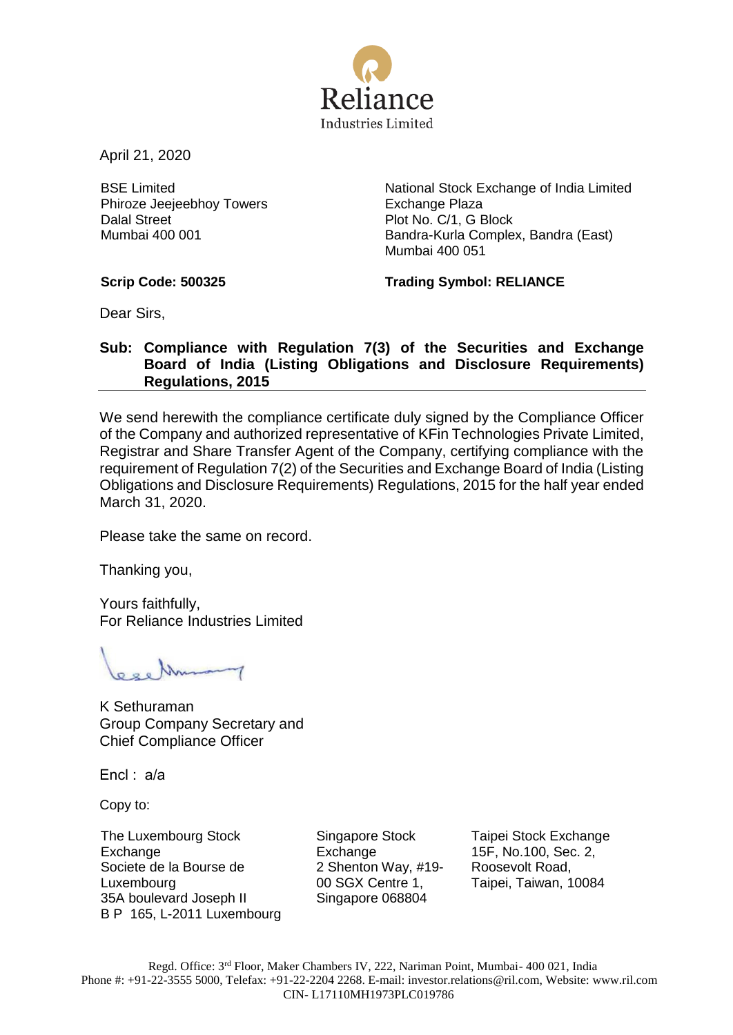Reliance
Industries Limited

April 21, 2020

BSE Limited
Phiroze Jeejeebhoy Towers
Dalal Street
Mumbai 400 001

National Stock Exchange of India Limited
Exchange Plaza
Plot No. C/1, G Block
Bandra-Kurla Complex, Bandra (East)
Mumbai 400 051

**Scrip Code: 500325**

**Trading Symbol: RELIANCE**

Dear Sirs,

**Sub: Compliance with Regulation 7(3) of the Securities and Exchange Board of India (Listing Obligations and Disclosure Requirements) Regulations, 2015**

We send herewith the compliance certificate duly signed by the Compliance Officer of the Company and authorized representative of KFin Technologies Private Limited, Registrar and Share Transfer Agent of the Company, certifying compliance with the requirement of Regulation 7(2) of the Securities and Exchange Board of India (Listing Obligations and Disclosure Requirements) Regulations, 2015 for the half year ended March 31, 2020.

Please take the same on record.

Thanking you,

Yours faithfully,
For Reliance Industries Limited

K Sethuraman
Group Company Secretary and
Chief Compliance Officer

Encl : a/a

Copy to:

The Luxembourg Stock Exchange
Societe de la Bourse de Luxembourg
35A boulevard Joseph II
B P 165, L-2011 Luxembourg

Singapore Stock Exchange
2 Shenton Way, #19-00 SGX Centre 1,
Singapore 068804

Taipei Stock Exchange
15F, No.100, Sec. 2,
Roosevolt Road,
Taipei, Taiwan, 10084

Regd. Office: 3rd Floor, Maker Chambers IV, 222, Nariman Point, Mumbai- 400 021, India
Phone #: +91-22-3555 5000, Telefax: +91-22-2204 2268. E-mail: investor.relations@ril.com, Website: www.ril.com
CIN- L17110MH1973PLC019786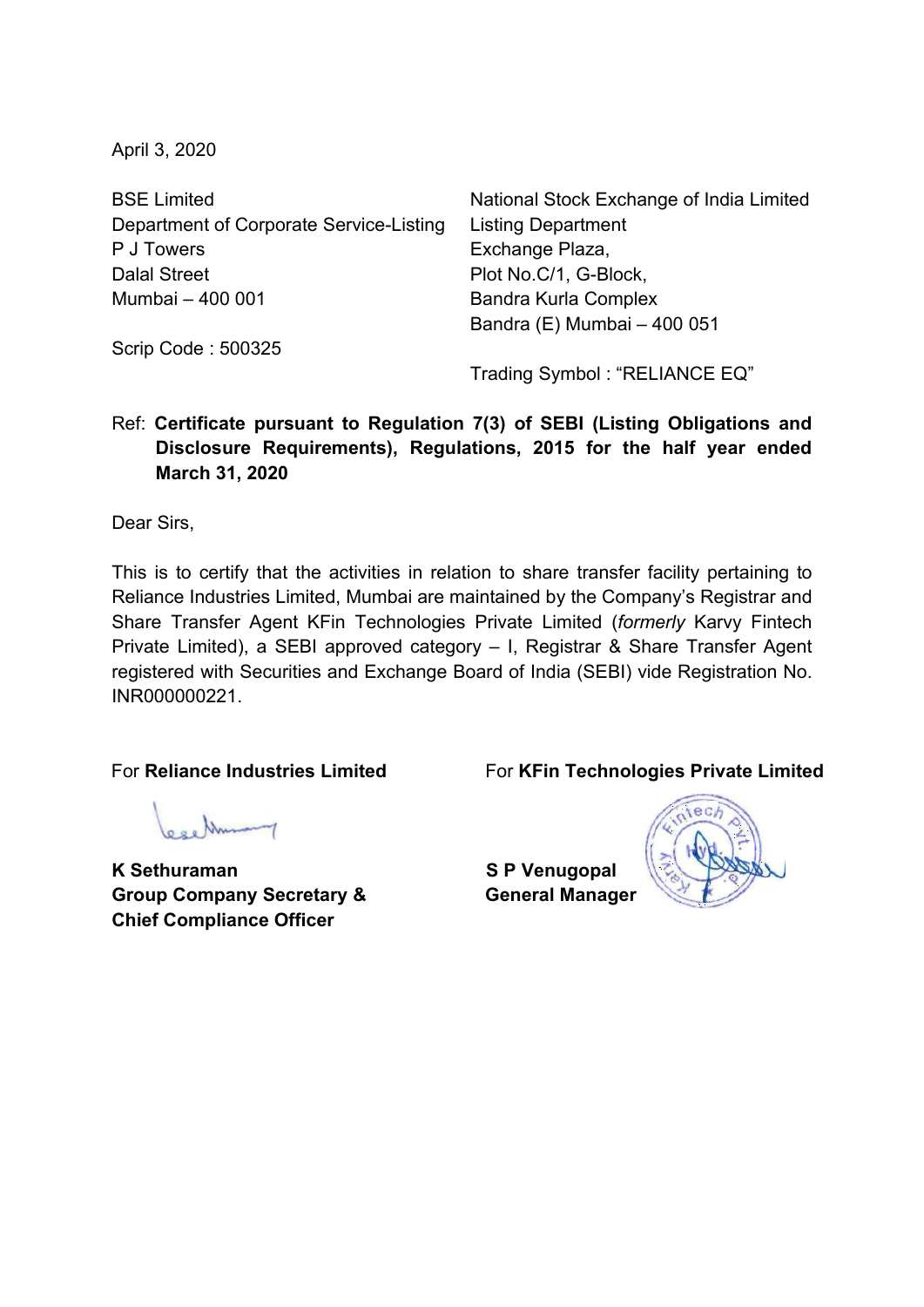April 3, 2020

BSE Limited
Department of Corporate Service-Listing
P J Towers
Dalal Street
Mumbai – 400 001

Scrip Code : 500325

National Stock Exchange of India Limited
Listing Department
Exchange Plaza,
Plot No.C/1, G-Block,
Bandra Kurla Complex
Bandra (E) Mumbai – 400 051

Trading Symbol : "RELIANCE EQ"

Ref: **Certificate pursuant to Regulation 7(3) of SEBI (Listing Obligations and Disclosure Requirements), Regulations, 2015 for the half year ended March 31, 2020**

Dear Sirs,

This is to certify that the activities in relation to share transfer facility pertaining to Reliance Industries Limited, Mumbai are maintained by the Company's Registrar and Share Transfer Agent KFin Technologies Private Limited (*formerly* Karvy Fintech Private Limited), a SEBI approved category – I, Registrar & Share Transfer Agent registered with Securities and Exchange Board of India (SEBI) vide Registration No. INR000000221.

For **Reliance Industries Limited**

**K Sethuraman**
**Group Company Secretary &**
**Chief Compliance Officer**

For **KFin Technologies Private Limited**

**S P Venugopal**
**General Manager**